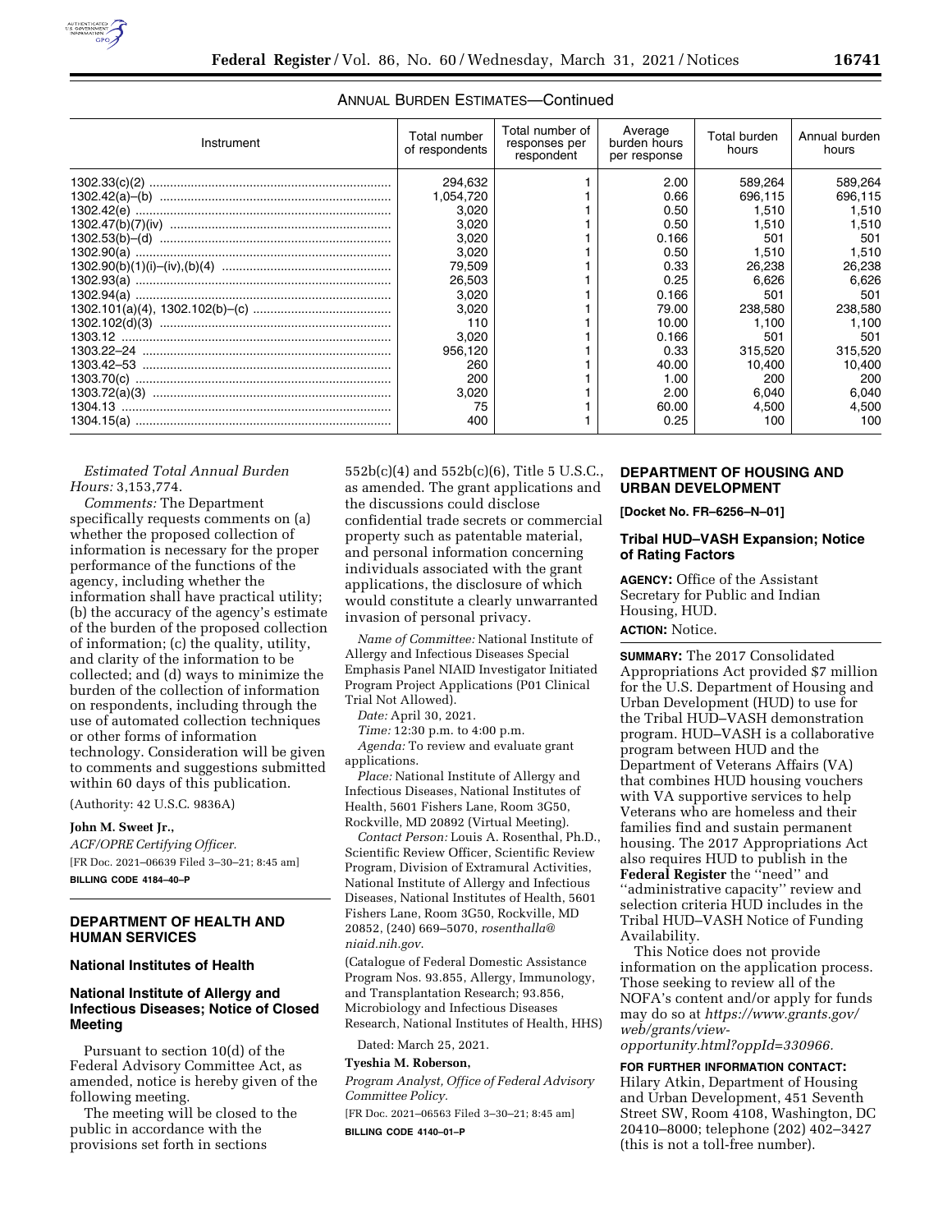ANNUAL BURDEN ESTIMATES—Continued

| Instrument | Total number of respondents | Total number of responses per respondent | Average burden hours per response | Total burden hours | Annual burden hours |
|---|---|---|---|---|---|
| 1302.33(c)(2) | 294,632 | 1 | 2.00 | 589,264 | 589,264 |
| 1302.42(a)–(b) | 1,054,720 | 1 | 0.66 | 696,115 | 696,115 |
| 1302.42(e) | 3,020 | 1 | 0.50 | 1,510 | 1,510 |
| 1302.47(b)(7)(iv) | 3,020 | 1 | 0.50 | 1,510 | 1,510 |
| 1302.53(b)–(d) | 3,020 | 1 | 0.166 | 501 | 501 |
| 1302.90(a) | 3,020 | 1 | 0.50 | 1,510 | 1,510 |
| 1302.90(b)(1)(i)–(iv),(b)(4) | 79,509 | 1 | 0.33 | 26,238 | 26,238 |
| 1302.93(a) | 26,503 | 1 | 0.25 | 6,626 | 6,626 |
| 1302.94(a) | 3,020 | 1 | 0.166 | 501 | 501 |
| 1302.101(a)(4), 1302.102(b)–(c) | 3,020 | 1 | 79.00 | 238,580 | 238,580 |
| 1302.102(d)(3) | 110 | 1 | 10.00 | 1,100 | 1,100 |
| 1303.12 | 3,020 | 1 | 0.166 | 501 | 501 |
| 1303.22–24 | 956,120 | 1 | 0.33 | 315,520 | 315,520 |
| 1303.42–53 | 260 | 1 | 40.00 | 10,400 | 10,400 |
| 1303.70(c) | 200 | 1 | 1.00 | 200 | 200 |
| 1303.72(a)(3) | 3,020 | 1 | 2.00 | 6,040 | 6,040 |
| 1304.13 | 75 | 1 | 60.00 | 4,500 | 4,500 |
| 1304.15(a) | 400 | 1 | 0.25 | 100 | 100 |

*Estimated Total Annual Burden Hours:* 3,153,774.

*Comments:* The Department specifically requests comments on (a) whether the proposed collection of information is necessary for the proper performance of the functions of the agency, including whether the information shall have practical utility; (b) the accuracy of the agency's estimate of the burden of the proposed collection of information; (c) the quality, utility, and clarity of the information to be collected; and (d) ways to minimize the burden of the collection of information on respondents, including through the use of automated collection techniques or other forms of information technology. Consideration will be given to comments and suggestions submitted within 60 days of this publication.

(Authority: 42 U.S.C. 9836A)

**John M. Sweet Jr.,**

*ACF/OPRE Certifying Officer.*

[FR Doc. 2021–06639 Filed 3–30–21; 8:45 am]

**BILLING CODE 4184–40–P**

## DEPARTMENT OF HEALTH AND HUMAN SERVICES

### National Institutes of Health

### National Institute of Allergy and Infectious Diseases; Notice of Closed Meeting

Pursuant to section 10(d) of the Federal Advisory Committee Act, as amended, notice is hereby given of the following meeting.

The meeting will be closed to the public in accordance with the provisions set forth in sections 552b(c)(4) and 552b(c)(6), Title 5 U.S.C., as amended. The grant applications and the discussions could disclose confidential trade secrets or commercial property such as patentable material, and personal information concerning individuals associated with the grant applications, the disclosure of which would constitute a clearly unwarranted invasion of personal privacy.

*Name of Committee:* National Institute of Allergy and Infectious Diseases Special Emphasis Panel NIAID Investigator Initiated Program Project Applications (P01 Clinical Trial Not Allowed).

*Date:* April 30, 2021.

*Time:* 12:30 p.m. to 4:00 p.m.

*Agenda:* To review and evaluate grant applications.

*Place:* National Institute of Allergy and Infectious Diseases, National Institutes of Health, 5601 Fishers Lane, Room 3G50, Rockville, MD 20892 (Virtual Meeting).

*Contact Person:* Louis A. Rosenthal, Ph.D., Scientific Review Officer, Scientific Review Program, Division of Extramural Activities, National Institute of Allergy and Infectious Diseases, National Institutes of Health, 5601 Fishers Lane, Room 3G50, Rockville, MD 20852, (240) 669–5070, *rosenthalla@niaid.nih.gov*.

(Catalogue of Federal Domestic Assistance Program Nos. 93.855, Allergy, Immunology, and Transplantation Research; 93.856, Microbiology and Infectious Diseases Research, National Institutes of Health, HHS)

Dated: March 25, 2021.

**Tyeshia M. Roberson,**

*Program Analyst, Office of Federal Advisory Committee Policy.*

[FR Doc. 2021–06563 Filed 3–30–21; 8:45 am]

**BILLING CODE 4140–01–P**

## DEPARTMENT OF HOUSING AND URBAN DEVELOPMENT

**[Docket No. FR–6256–N–01]**

### Tribal HUD–VASH Expansion; Notice of Rating Factors

**AGENCY:** Office of the Assistant Secretary for Public and Indian Housing, HUD.

**ACTION:** Notice.

**SUMMARY:** The 2017 Consolidated Appropriations Act provided $7 million for the U.S. Department of Housing and Urban Development (HUD) to use for the Tribal HUD–VASH demonstration program. HUD–VASH is a collaborative program between HUD and the Department of Veterans Affairs (VA) that combines HUD housing vouchers with VA supportive services to help Veterans who are homeless and their families find and sustain permanent housing. The 2017 Appropriations Act also requires HUD to publish in the **Federal Register** the ''need'' and ''administrative capacity'' review and selection criteria HUD includes in the Tribal HUD–VASH Notice of Funding Availability.

This Notice does not provide information on the application process. Those seeking to review all of the NOFA's content and/or apply for funds may do so at *https://www.grants.gov/web/grants/view-opportunity.html?oppId=330966.*

**FOR FURTHER INFORMATION CONTACT:** Hilary Atkin, Department of Housing and Urban Development, 451 Seventh Street SW, Room 4108, Washington, DC 20410–8000; telephone (202) 402–3427 (this is not a toll-free number).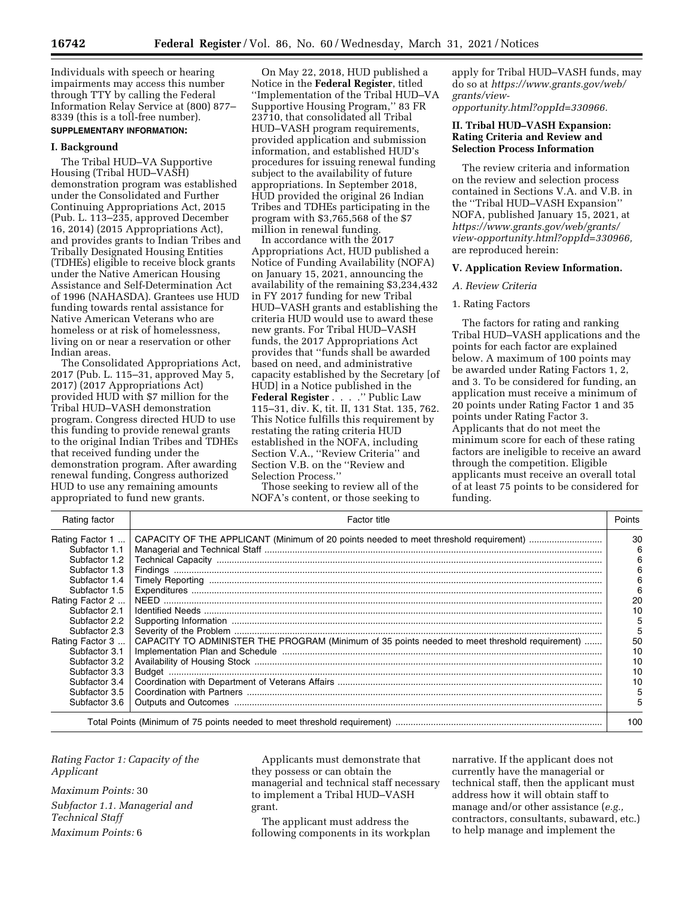Individuals with speech or hearing impairments may access this number through TTY by calling the Federal Information Relay Service at (800) 877–8339 (this is a toll-free number).

**SUPPLEMENTARY INFORMATION:**

## I. Background

The Tribal HUD–VA Supportive Housing (Tribal HUD–VASH) demonstration program was established under the Consolidated and Further Continuing Appropriations Act, 2015 (Pub. L. 113–235, approved December 16, 2014) (2015 Appropriations Act), and provides grants to Indian Tribes and Tribally Designated Housing Entities (TDHEs) eligible to receive block grants under the Native American Housing Assistance and Self-Determination Act of 1996 (NAHASDA). Grantees use HUD funding towards rental assistance for Native American Veterans who are homeless or at risk of homelessness, living on or near a reservation or other Indian areas.

The Consolidated Appropriations Act, 2017 (Pub. L. 115–31, approved May 5, 2017) (2017 Appropriations Act) provided HUD with $7 million for the Tribal HUD–VASH demonstration program. Congress directed HUD to use this funding to provide renewal grants to the original Indian Tribes and TDHEs that received funding under the demonstration program. After awarding renewal funding, Congress authorized HUD to use any remaining amounts appropriated to fund new grants.

On May 22, 2018, HUD published a Notice in the **Federal Register**, titled ''Implementation of the Tribal HUD–VA Supportive Housing Program,'' 83 FR 23710, that consolidated all Tribal HUD–VASH program requirements, provided application and submission information, and established HUD's procedures for issuing renewal funding subject to the availability of future appropriations. In September 2018, HUD provided the original 26 Indian Tribes and TDHEs participating in the program with $3,765,568 of the $7 million in renewal funding.

In accordance with the 2017 Appropriations Act, HUD published a Notice of Funding Availability (NOFA) on January 15, 2021, announcing the availability of the remaining $3,234,432 in FY 2017 funding for new Tribal HUD–VASH grants and establishing the criteria HUD would use to award these new grants. For Tribal HUD–VASH funds, the 2017 Appropriations Act provides that ''funds shall be awarded based on need, and administrative capacity established by the Secretary [of HUD] in a Notice published in the **Federal Register** . . . .'' Public Law 115–31, div. K, tit. II, 131 Stat. 135, 762. This Notice fulfills this requirement by restating the rating criteria HUD established in the NOFA, including Section V.A., ''Review Criteria'' and Section V.B. on the ''Review and Selection Process.''

Those seeking to review all of the NOFA's content, or those seeking to apply for Tribal HUD–VASH funds, may do so at *https://www.grants.gov/web/grants/view-opportunity.html?oppId=330966.*

## II. Tribal HUD–VASH Expansion: Rating Criteria and Review and Selection Process Information

The review criteria and information on the review and selection process contained in Sections V.A. and V.B. in the ''Tribal HUD–VASH Expansion'' NOFA, published January 15, 2021, at *https://www.grants.gov/web/grants/view-opportunity.html?oppId=330966,* are reproduced herein:

## V. Application Review Information.

*A. Review Criteria*

1. Rating Factors

The factors for rating and ranking Tribal HUD–VASH applications and the points for each factor are explained below. A maximum of 100 points may be awarded under Rating Factors 1, 2, and 3. To be considered for funding, an application must receive a minimum of 20 points under Rating Factor 1 and 35 points under Rating Factor 3. Applicants that do not meet the minimum score for each of these rating factors are ineligible to receive an award through the competition. Eligible applicants must receive an overall total of at least 75 points to be considered for funding.

| Rating factor | Factor title | Points |
|---|---|---|
| Rating Factor 1 | CAPACITY OF THE APPLICANT (Minimum of 20 points needed to meet threshold requirement) | 30 |
| Subfactor 1.1 | Managerial and Technical Staff | 6 |
| Subfactor 1.2 | Technical Capacity | 6 |
| Subfactor 1.3 | Findings | 6 |
| Subfactor 1.4 | Timely Reporting | 6 |
| Subfactor 1.5 | Expenditures | 6 |
| Rating Factor 2 | NEED | 20 |
| Subfactor 2.1 | Identified Needs | 10 |
| Subfactor 2.2 | Supporting Information | 5 |
| Subfactor 2.3 | Severity of the Problem | 5 |
| Rating Factor 3 | CAPACITY TO ADMINISTER THE PROGRAM (Minimum of 35 points needed to meet threshold requirement) | 50 |
| Subfactor 3.1 | Implementation Plan and Schedule | 10 |
| Subfactor 3.2 | Availability of Housing Stock | 10 |
| Subfactor 3.3 | Budget | 10 |
| Subfactor 3.4 | Coordination with Department of Veterans Affairs | 10 |
| Subfactor 3.5 | Coordination with Partners | 5 |
| Subfactor 3.6 | Outputs and Outcomes | 5 |
| | Total Points (Minimum of 75 points needed to meet threshold requirement) | 100 |

*Rating Factor 1: Capacity of the Applicant*

*Maximum Points:* 30

*Subfactor 1.1. Managerial and Technical Staff*

*Maximum Points:* 6

Applicants must demonstrate that they possess or can obtain the managerial and technical staff necessary to implement a Tribal HUD–VASH grant.

The applicant must address the following components in its workplan narrative. If the applicant does not currently have the managerial or technical staff, then the applicant must address how it will obtain staff to manage and/or other assistance (*e.g.,* contractors, consultants, subaward, etc.) to help manage and implement the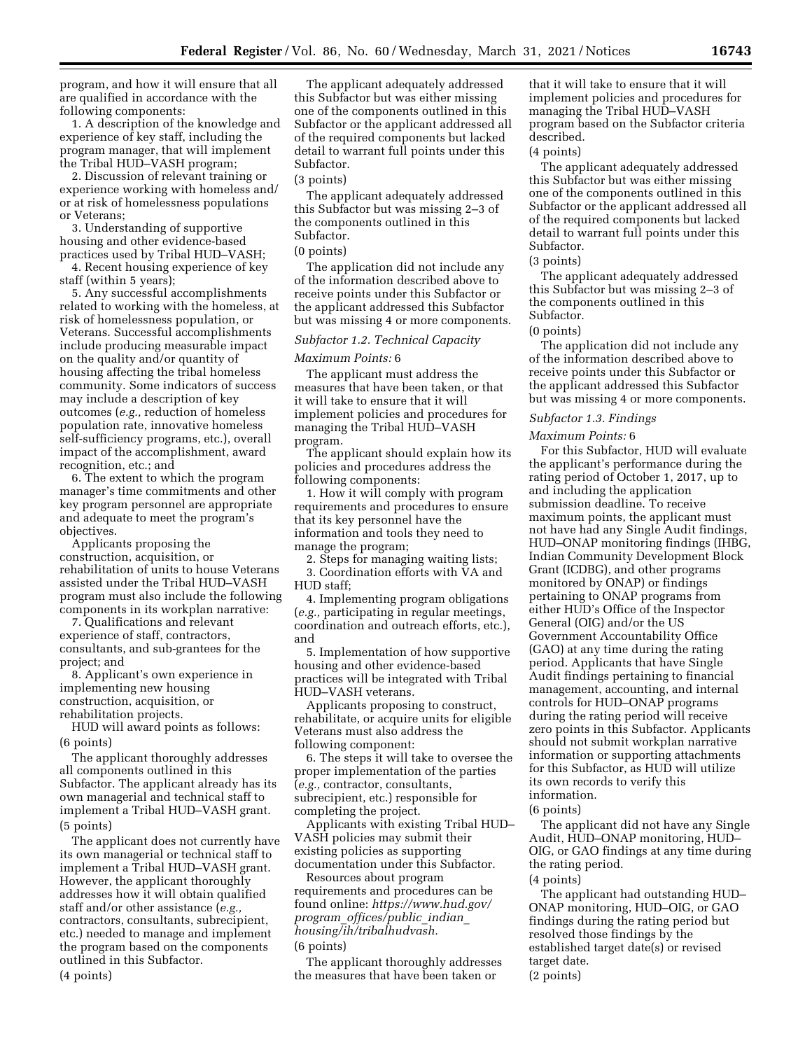program, and how it will ensure that all are qualified in accordance with the following components:

1. A description of the knowledge and experience of key staff, including the program manager, that will implement the Tribal HUD–VASH program;
2. Discussion of relevant training or experience working with homeless and/or at risk of homelessness populations or Veterans;
3. Understanding of supportive housing and other evidence-based practices used by Tribal HUD–VASH;
4. Recent housing experience of key staff (within 5 years);
5. Any successful accomplishments related to working with the homeless, at risk of homelessness population, or Veterans. Successful accomplishments include producing measurable impact on the quality and/or quantity of housing affecting the tribal homeless community. Some indicators of success may include a description of key outcomes (*e.g.,* reduction of homeless population rate, innovative homeless self-sufficiency programs, etc.), overall impact of the accomplishment, award recognition, etc.; and
6. The extent to which the program manager's time commitments and other key program personnel are appropriate and adequate to meet the program's objectives.

Applicants proposing the construction, acquisition, or rehabilitation of units to house Veterans assisted under the Tribal HUD–VASH program must also include the following components in its workplan narrative:

7. Qualifications and relevant experience of staff, contractors, consultants, and sub-grantees for the project; and
8. Applicant's own experience in implementing new housing construction, acquisition, or rehabilitation projects.

HUD will award points as follows:

(6 points)

The applicant thoroughly addresses all components outlined in this Subfactor. The applicant already has its own managerial and technical staff to implement a Tribal HUD–VASH grant.

(5 points)

The applicant does not currently have its own managerial or technical staff to implement a Tribal HUD–VASH grant. However, the applicant thoroughly addresses how it will obtain qualified staff and/or other assistance (*e.g.,* contractors, consultants, subrecipient, etc.) needed to manage and implement the program based on the components outlined in this Subfactor.

(4 points)

The applicant adequately addressed this Subfactor but was either missing one of the components outlined in this Subfactor or the applicant addressed all of the required components but lacked detail to warrant full points under this Subfactor.

(3 points)

The applicant adequately addressed this Subfactor but was missing 2–3 of the components outlined in this Subfactor.

(0 points)

The application did not include any of the information described above to receive points under this Subfactor or the applicant addressed this Subfactor but was missing 4 or more components.

*Subfactor 1.2. Technical Capacity*

*Maximum Points:* 6

The applicant must address the measures that have been taken, or that it will take to ensure that it will implement policies and procedures for managing the Tribal HUD–VASH program.

The applicant should explain how its policies and procedures address the following components:

1. How it will comply with program requirements and procedures to ensure that its key personnel have the information and tools they need to manage the program;
2. Steps for managing waiting lists;
3. Coordination efforts with VA and HUD staff;
4. Implementing program obligations (*e.g.,* participating in regular meetings, coordination and outreach efforts, etc.), and
5. Implementation of how supportive housing and other evidence-based practices will be integrated with Tribal HUD–VASH veterans.

Applicants proposing to construct, rehabilitate, or acquire units for eligible Veterans must also address the following component:

6. The steps it will take to oversee the proper implementation of the parties (*e.g.,* contractor, consultants, subrecipient, etc.) responsible for completing the project.

Applicants with existing Tribal HUD–VASH policies may submit their existing policies as supporting documentation under this Subfactor.

Resources about program requirements and procedures can be found online: *https://www.hud.gov/program_offices/public_indian_housing/ih/tribalhudvash.*

(6 points)

The applicant thoroughly addresses the measures that have been taken or that it will take to ensure that it will implement policies and procedures for managing the Tribal HUD–VASH program based on the Subfactor criteria described.

(4 points)

The applicant adequately addressed this Subfactor but was either missing one of the components outlined in this Subfactor or the applicant addressed all of the required components but lacked detail to warrant full points under this Subfactor.

(3 points)

The applicant adequately addressed this Subfactor but was missing 2–3 of the components outlined in this Subfactor.

(0 points)

The application did not include any of the information described above to receive points under this Subfactor or the applicant addressed this Subfactor but was missing 4 or more components.

*Subfactor 1.3. Findings*

*Maximum Points:* 6

For this Subfactor, HUD will evaluate the applicant's performance during the rating period of October 1, 2017, up to and including the application submission deadline. To receive maximum points, the applicant must not have had any Single Audit findings, HUD–ONAP monitoring findings (IHBG, Indian Community Development Block Grant (ICDBG), and other programs monitored by ONAP) or findings pertaining to ONAP programs from either HUD's Office of the Inspector General (OIG) and/or the US Government Accountability Office (GAO) at any time during the rating period. Applicants that have Single Audit findings pertaining to financial management, accounting, and internal controls for HUD–ONAP programs during the rating period will receive zero points in this Subfactor. Applicants should not submit workplan narrative information or supporting attachments for this Subfactor, as HUD will utilize its own records to verify this information.

(6 points)

The applicant did not have any Single Audit, HUD–ONAP monitoring, HUD–OIG, or GAO findings at any time during the rating period.

(4 points)

The applicant had outstanding HUD–ONAP monitoring, HUD–OIG, or GAO findings during the rating period but resolved those findings by the established target date(s) or revised target date.

(2 points)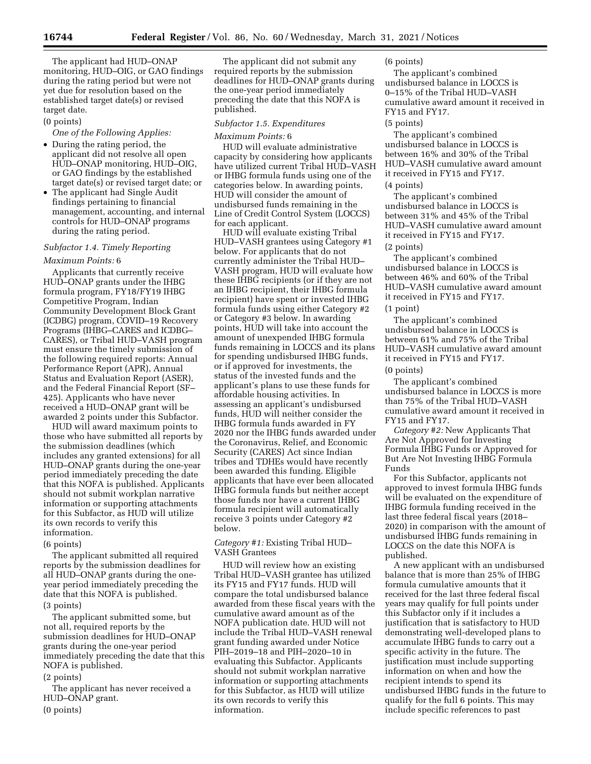The applicant had HUD–ONAP monitoring, HUD–OIG, or GAO findings during the rating period but were not yet due for resolution based on the established target date(s) or revised target date.

(0 points)

*One of the Following Applies:*

- During the rating period, the applicant did not resolve all open HUD–ONAP monitoring, HUD–OIG, or GAO findings by the established target date(s) or revised target date; or
- The applicant had Single Audit findings pertaining to financial management, accounting, and internal controls for HUD–ONAP programs during the rating period.

*Subfactor 1.4. Timely Reporting*

*Maximum Points:* 6

Applicants that currently receive HUD–ONAP grants under the IHBG formula program, FY18/FY19 IHBG Competitive Program, Indian Community Development Block Grant (ICDBG) program, COVID–19 Recovery Programs (IHBG–CARES and ICDBG–CARES), or Tribal HUD–VASH program must ensure the timely submission of the following required reports: Annual Performance Report (APR), Annual Status and Evaluation Report (ASER), and the Federal Financial Report (SF–425). Applicants who have never received a HUD–ONAP grant will be awarded 2 points under this Subfactor.

HUD will award maximum points to those who have submitted all reports by the submission deadlines (which includes any granted extensions) for all HUD–ONAP grants during the one-year period immediately preceding the date that this NOFA is published. Applicants should not submit workplan narrative information or supporting attachments for this Subfactor, as HUD will utilize its own records to verify this information.

(6 points)

The applicant submitted all required reports by the submission deadlines for all HUD–ONAP grants during the one-year period immediately preceding the date that this NOFA is published.

(3 points)

The applicant submitted some, but not all, required reports by the submission deadlines for HUD–ONAP grants during the one-year period immediately preceding the date that this NOFA is published.

(2 points)

The applicant has never received a HUD–ONAP grant.

(0 points)

The applicant did not submit any required reports by the submission deadlines for HUD–ONAP grants during the one-year period immediately preceding the date that this NOFA is published.

*Subfactor 1.5. Expenditures*

*Maximum Points:* 6

HUD will evaluate administrative capacity by considering how applicants have utilized current Tribal HUD–VASH or IHBG formula funds using one of the categories below. In awarding points, HUD will consider the amount of undisbursed funds remaining in the Line of Credit Control System (LOCCS) for each applicant.

HUD will evaluate existing Tribal HUD–VASH grantees using Category #1 below. For applicants that do not currently administer the Tribal HUD–VASH program, HUD will evaluate how these IHBG recipients (or if they are not an IHBG recipient, their IHBG formula recipient) have spent or invested IHBG formula funds using either Category #2 or Category #3 below. In awarding points, HUD will take into account the amount of unexpended IHBG formula funds remaining in LOCCS and its plans for spending undisbursed IHBG funds, or if approved for investments, the status of the invested funds and the applicant's plans to use these funds for affordable housing activities. In assessing an applicant's undisbursed funds, HUD will neither consider the IHBG formula funds awarded in FY 2020 nor the IHBG funds awarded under the Coronavirus, Relief, and Economic Security (CARES) Act since Indian tribes and TDHEs would have recently been awarded this funding. Eligible applicants that have ever been allocated IHBG formula funds but neither accept those funds nor have a current IHBG formula recipient will automatically receive 3 points under Category #2 below.

*Category #1:* Existing Tribal HUD–VASH Grantees

HUD will review how an existing Tribal HUD–VASH grantee has utilized its FY15 and FY17 funds. HUD will compare the total undisbursed balance awarded from these fiscal years with the cumulative award amount as of the NOFA publication date. HUD will not include the Tribal HUD–VASH renewal grant funding awarded under Notice PIH–2019–18 and PIH–2020–10 in evaluating this Subfactor. Applicants should not submit workplan narrative information or supporting attachments for this Subfactor, as HUD will utilize its own records to verify this information.

(6 points)

The applicant's combined undisbursed balance in LOCCS is 0–15% of the Tribal HUD–VASH cumulative award amount it received in FY15 and FY17.

(5 points)

The applicant's combined undisbursed balance in LOCCS is between 16% and 30% of the Tribal HUD–VASH cumulative award amount it received in FY15 and FY17.

(4 points)

The applicant's combined undisbursed balance in LOCCS is between 31% and 45% of the Tribal HUD–VASH cumulative award amount it received in FY15 and FY17.

(2 points)

The applicant's combined undisbursed balance in LOCCS is between 46% and 60% of the Tribal HUD–VASH cumulative award amount it received in FY15 and FY17.

(1 point)

The applicant's combined undisbursed balance in LOCCS is between 61% and 75% of the Tribal HUD–VASH cumulative award amount it received in FY15 and FY17.

(0 points)

The applicant's combined undisbursed balance in LOCCS is more than 75% of the Tribal HUD–VASH cumulative award amount it received in FY15 and FY17.

*Category #2:* New Applicants That Are Not Approved for Investing Formula IHBG Funds or Approved for But Are Not Investing IHBG Formula Funds

For this Subfactor, applicants not approved to invest formula IHBG funds will be evaluated on the expenditure of IHBG formula funding received in the last three federal fiscal years (2018–2020) in comparison with the amount of undisbursed IHBG funds remaining in LOCCS on the date this NOFA is published.

A new applicant with an undisbursed balance that is more than 25% of IHBG formula cumulative amounts that it received for the last three federal fiscal years may qualify for full points under this Subfactor only if it includes a justification that is satisfactory to HUD demonstrating well-developed plans to accumulate IHBG funds to carry out a specific activity in the future. The justification must include supporting information on when and how the recipient intends to spend its undisbursed IHBG funds in the future to qualify for the full 6 points. This may include specific references to past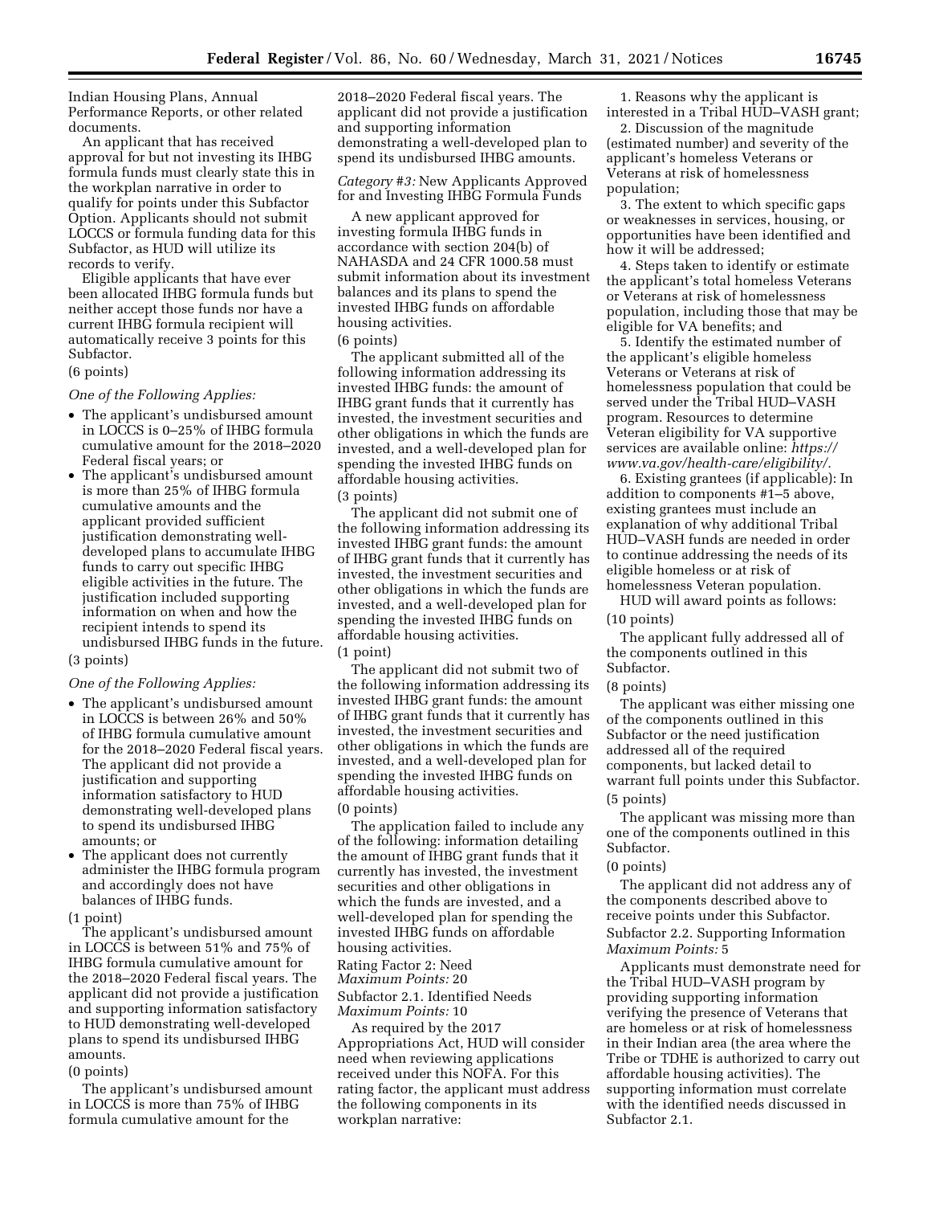Indian Housing Plans, Annual Performance Reports, or other related documents.

An applicant that has received approval for but not investing its IHBG formula funds must clearly state this in the workplan narrative in order to qualify for points under this Subfactor Option. Applicants should not submit LOCCS or formula funding data for this Subfactor, as HUD will utilize its records to verify.

Eligible applicants that have ever been allocated IHBG formula funds but neither accept those funds nor have a current IHBG formula recipient will automatically receive 3 points for this Subfactor.

(6 points)

*One of the Following Applies:*

- The applicant's undisbursed amount in LOCCS is 0–25% of IHBG formula cumulative amount for the 2018–2020 Federal fiscal years; or
- The applicant's undisbursed amount is more than 25% of IHBG formula cumulative amounts and the applicant provided sufficient justification demonstrating well-developed plans to accumulate IHBG funds to carry out specific IHBG eligible activities in the future. The justification included supporting information on when and how the recipient intends to spend its undisbursed IHBG funds in the future.

(3 points)

*One of the Following Applies:*

- The applicant's undisbursed amount in LOCCS is between 26% and 50% of IHBG formula cumulative amount for the 2018–2020 Federal fiscal years. The applicant did not provide a justification and supporting information satisfactory to HUD demonstrating well-developed plans to spend its undisbursed IHBG amounts; or
- The applicant does not currently administer the IHBG formula program and accordingly does not have balances of IHBG funds.

(1 point)

The applicant's undisbursed amount in LOCCS is between 51% and 75% of IHBG formula cumulative amount for the 2018–2020 Federal fiscal years. The applicant did not provide a justification and supporting information satisfactory to HUD demonstrating well-developed plans to spend its undisbursed IHBG amounts.

(0 points)

The applicant's undisbursed amount in LOCCS is more than 75% of IHBG formula cumulative amount for the 2018–2020 Federal fiscal years. The applicant did not provide a justification and supporting information demonstrating a well-developed plan to spend its undisbursed IHBG amounts.

*Category #3:* New Applicants Approved for and Investing IHBG Formula Funds

A new applicant approved for investing formula IHBG funds in accordance with section 204(b) of NAHASDA and 24 CFR 1000.58 must submit information about its investment balances and its plans to spend the invested IHBG funds on affordable housing activities.

(6 points)

The applicant submitted all of the following information addressing its invested IHBG funds: the amount of IHBG grant funds that it currently has invested, the investment securities and other obligations in which the funds are invested, and a well-developed plan for spending the invested IHBG funds on affordable housing activities.

(3 points)

The applicant did not submit one of the following information addressing its invested IHBG grant funds: the amount of IHBG grant funds that it currently has invested, the investment securities and other obligations in which the funds are invested, and a well-developed plan for spending the invested IHBG funds on affordable housing activities.

(1 point)

The applicant did not submit two of the following information addressing its invested IHBG grant funds: the amount of IHBG grant funds that it currently has invested, the investment securities and other obligations in which the funds are invested, and a well-developed plan for spending the invested IHBG funds on affordable housing activities.

(0 points)

The application failed to include any of the following: information detailing the amount of IHBG grant funds that it currently has invested, the investment securities and other obligations in which the funds are invested, and a well-developed plan for spending the invested IHBG funds on affordable housing activities.

Rating Factor 2: Need
*Maximum Points:* 20

Subfactor 2.1. Identified Needs
*Maximum Points:* 10

As required by the 2017 Appropriations Act, HUD will consider need when reviewing applications received under this NOFA. For this rating factor, the applicant must address the following components in its workplan narrative:

1. Reasons why the applicant is interested in a Tribal HUD–VASH grant;
2. Discussion of the magnitude (estimated number) and severity of the applicant's homeless Veterans or Veterans at risk of homelessness population;
3. The extent to which specific gaps or weaknesses in services, housing, or opportunities have been identified and how it will be addressed;
4. Steps taken to identify or estimate the applicant's total homeless Veterans or Veterans at risk of homelessness population, including those that may be eligible for VA benefits; and
5. Identify the estimated number of the applicant's eligible homeless Veterans or Veterans at risk of homelessness population that could be served under the Tribal HUD–VASH program. Resources to determine Veteran eligibility for VA supportive services are available online: *https://www.va.gov/health-care/eligibility/*.
6. Existing grantees (if applicable): In addition to components #1–5 above, existing grantees must include an explanation of why additional Tribal HUD–VASH funds are needed in order to continue addressing the needs of its eligible homeless or at risk of homelessness Veteran population.

HUD will award points as follows:

(10 points)

The applicant fully addressed all of the components outlined in this Subfactor.

(8 points)

The applicant was either missing one of the components outlined in this Subfactor or the need justification addressed all of the required components, but lacked detail to warrant full points under this Subfactor.

(5 points)

The applicant was missing more than one of the components outlined in this Subfactor.

(0 points)

The applicant did not address any of the components described above to receive points under this Subfactor.

Subfactor 2.2. Supporting Information
*Maximum Points:* 5

Applicants must demonstrate need for the Tribal HUD–VASH program by providing supporting information verifying the presence of Veterans that are homeless or at risk of homelessness in their Indian area (the area where the Tribe or TDHE is authorized to carry out affordable housing activities). The supporting information must correlate with the identified needs discussed in Subfactor 2.1.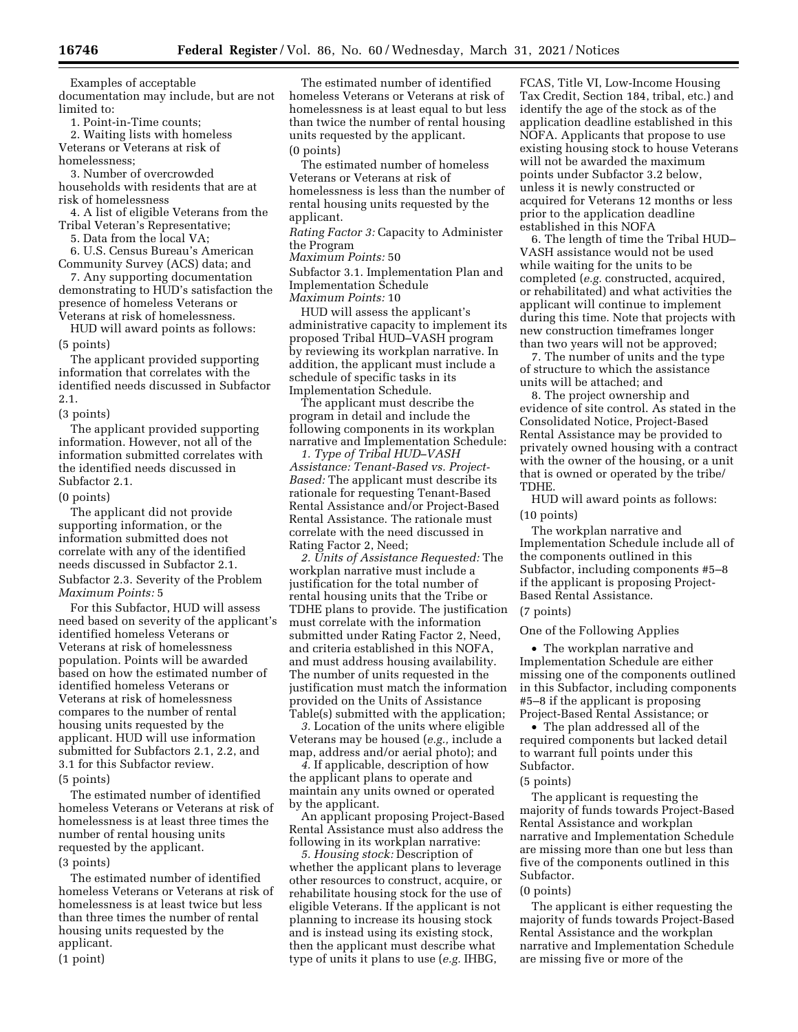Examples of acceptable documentation may include, but are not limited to:

1. Point-in-Time counts;
2. Waiting lists with homeless Veterans or Veterans at risk of homelessness;
3. Number of overcrowded households with residents that are at risk of homelessness
4. A list of eligible Veterans from the Tribal Veteran's Representative;
5. Data from the local VA;
6. U.S. Census Bureau's American Community Survey (ACS) data; and
7. Any supporting documentation demonstrating to HUD's satisfaction the presence of homeless Veterans or Veterans at risk of homelessness.

HUD will award points as follows:

(5 points)

The applicant provided supporting information that correlates with the identified needs discussed in Subfactor 2.1.

(3 points)

The applicant provided supporting information. However, not all of the information submitted correlates with the identified needs discussed in Subfactor 2.1.

(0 points)

The applicant did not provide supporting information, or the information submitted does not correlate with any of the identified needs discussed in Subfactor 2.1.

Subfactor 2.3. Severity of the Problem
*Maximum Points:* 5

For this Subfactor, HUD will assess need based on severity of the applicant's identified homeless Veterans or Veterans at risk of homelessness population. Points will be awarded based on how the estimated number of identified homeless Veterans or Veterans at risk of homelessness compares to the number of rental housing units requested by the applicant. HUD will use information submitted for Subfactors 2.1, 2.2, and 3.1 for this Subfactor review.

(5 points)

The estimated number of identified homeless Veterans or Veterans at risk of homelessness is at least three times the number of rental housing units requested by the applicant.

(3 points)

The estimated number of identified homeless Veterans or Veterans at risk of homelessness is at least twice but less than three times the number of rental housing units requested by the applicant.

(1 point)

The estimated number of identified homeless Veterans or Veterans at risk of homelessness is at least equal to but less than twice the number of rental housing units requested by the applicant.

(0 points)

The estimated number of homeless Veterans or Veterans at risk of homelessness is less than the number of rental housing units requested by the applicant.

*Rating Factor 3:* Capacity to Administer the Program
*Maximum Points:* 50

Subfactor 3.1. Implementation Plan and Implementation Schedule
*Maximum Points:* 10

HUD will assess the applicant's administrative capacity to implement its proposed Tribal HUD–VASH program by reviewing its workplan narrative. In addition, the applicant must include a schedule of specific tasks in its Implementation Schedule.

The applicant must describe the program in detail and include the following components in its workplan narrative and Implementation Schedule:

*1. Type of Tribal HUD–VASH Assistance: Tenant-Based vs. Project-Based:* The applicant must describe its rationale for requesting Tenant-Based Rental Assistance and/or Project-Based Rental Assistance. The rationale must correlate with the need discussed in Rating Factor 2, Need;

*2. Units of Assistance Requested:* The workplan narrative must include a justification for the total number of rental housing units that the Tribe or TDHE plans to provide. The justification must correlate with the information submitted under Rating Factor 2, Need, and criteria established in this NOFA, and must address housing availability. The number of units requested in the justification must match the information provided on the Units of Assistance Table(s) submitted with the application;

*3.* Location of the units where eligible Veterans may be housed (*e.g.,* include a map, address and/or aerial photo); and

*4.* If applicable, description of how the applicant plans to operate and maintain any units owned or operated by the applicant.

An applicant proposing Project-Based Rental Assistance must also address the following in its workplan narrative:

*5. Housing stock:* Description of whether the applicant plans to leverage other resources to construct, acquire, or rehabilitate housing stock for the use of eligible Veterans. If the applicant is not planning to increase its housing stock and is instead using its existing stock, then the applicant must describe what type of units it plans to use (*e.g.* IHBG, FCAS, Title VI, Low-Income Housing Tax Credit, Section 184, tribal, etc.) and identify the age of the stock as of the application deadline established in this NOFA. Applicants that propose to use existing housing stock to house Veterans will not be awarded the maximum points under Subfactor 3.2 below, unless it is newly constructed or acquired for Veterans 12 months or less prior to the application deadline established in this NOFA

6. The length of time the Tribal HUD–VASH assistance would not be used while waiting for the units to be completed (*e.g.* constructed, acquired, or rehabilitated) and what activities the applicant will continue to implement during this time. Note that projects with new construction timeframes longer than two years will not be approved;

7. The number of units and the type of structure to which the assistance units will be attached; and

8. The project ownership and evidence of site control. As stated in the Consolidated Notice, Project-Based Rental Assistance may be provided to privately owned housing with a contract with the owner of the housing, or a unit that is owned or operated by the tribe/TDHE.

HUD will award points as follows:

(10 points)

The workplan narrative and Implementation Schedule include all of the components outlined in this Subfactor, including components #5–8 if the applicant is proposing Project-Based Rental Assistance.

(7 points)

One of the Following Applies

- The workplan narrative and Implementation Schedule are either missing one of the components outlined in this Subfactor, including components #5–8 if the applicant is proposing Project-Based Rental Assistance; or
- The plan addressed all of the required components but lacked detail to warrant full points under this Subfactor.

(5 points)

The applicant is requesting the majority of funds towards Project-Based Rental Assistance and workplan narrative and Implementation Schedule are missing more than one but less than five of the components outlined in this Subfactor.

(0 points)

The applicant is either requesting the majority of funds towards Project-Based Rental Assistance and the workplan narrative and Implementation Schedule are missing five or more of the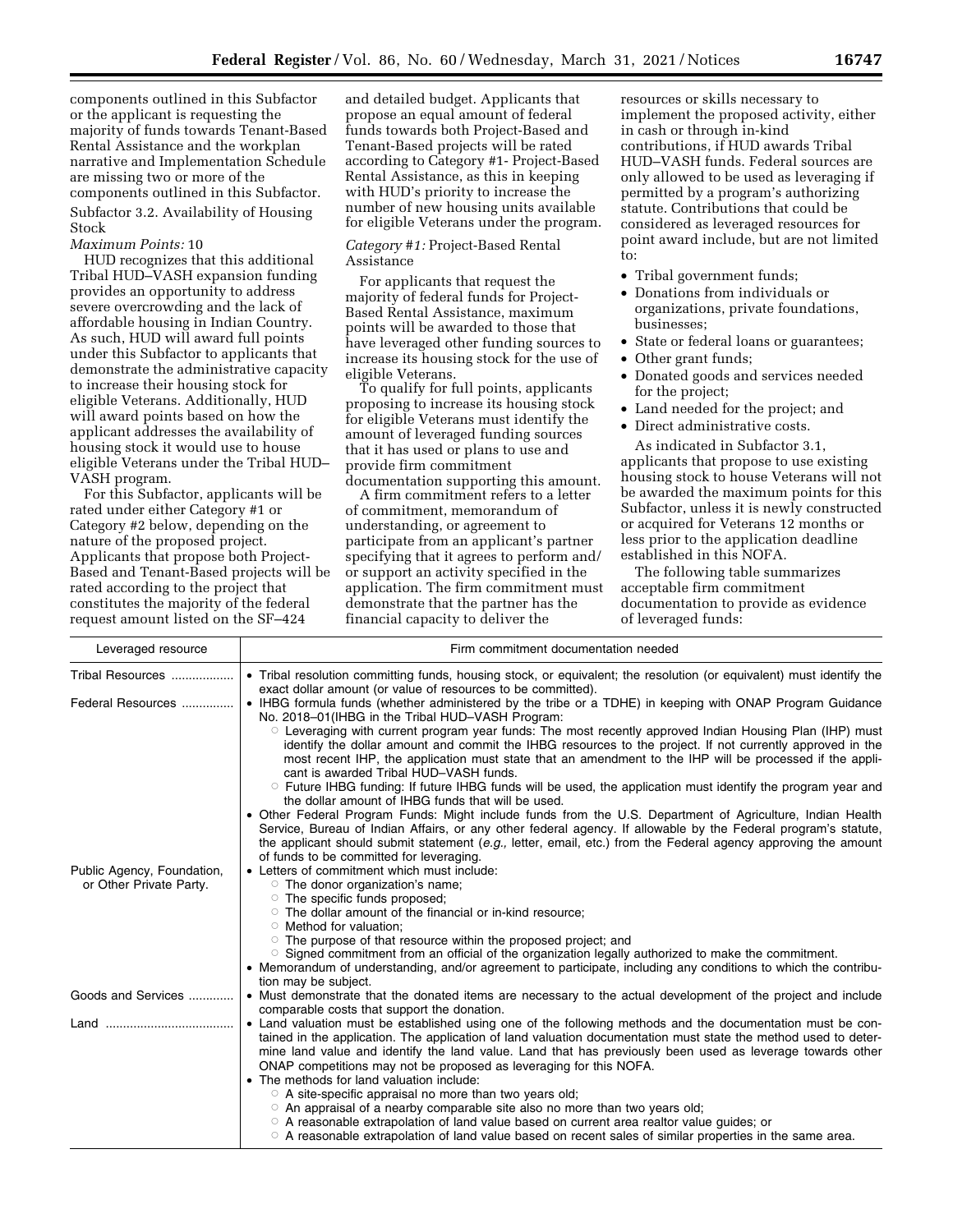components outlined in this Subfactor or the applicant is requesting the majority of funds towards Tenant-Based Rental Assistance and the workplan narrative and Implementation Schedule are missing two or more of the components outlined in this Subfactor.

Subfactor 3.2. Availability of Housing Stock

*Maximum Points:* 10

HUD recognizes that this additional Tribal HUD–VASH expansion funding provides an opportunity to address severe overcrowding and the lack of affordable housing in Indian Country. As such, HUD will award full points under this Subfactor to applicants that demonstrate the administrative capacity to increase their housing stock for eligible Veterans. Additionally, HUD will award points based on how the applicant addresses the availability of housing stock it would use to house eligible Veterans under the Tribal HUD–VASH program.

For this Subfactor, applicants will be rated under either Category #1 or Category #2 below, depending on the nature of the proposed project. Applicants that propose both Project-Based and Tenant-Based projects will be rated according to the project that constitutes the majority of the federal request amount listed on the SF–424 and detailed budget. Applicants that propose an equal amount of federal funds towards both Project-Based and Tenant-Based projects will be rated according to Category #1- Project-Based Rental Assistance, as this in keeping with HUD's priority to increase the number of new housing units available for eligible Veterans under the program.

*Category #1:* Project-Based Rental Assistance

For applicants that request the majority of federal funds for Project-Based Rental Assistance, maximum points will be awarded to those that have leveraged other funding sources to increase its housing stock for the use of eligible Veterans.

To qualify for full points, applicants proposing to increase its housing stock for eligible Veterans must identify the amount of leveraged funding sources that it has used or plans to use and provide firm commitment documentation supporting this amount.

A firm commitment refers to a letter of commitment, memorandum of understanding, or agreement to participate from an applicant's partner specifying that it agrees to perform and/or support an activity specified in the application. The firm commitment must demonstrate that the partner has the financial capacity to deliver the resources or skills necessary to implement the proposed activity, either in cash or through in-kind contributions, if HUD awards Tribal HUD–VASH funds. Federal sources are only allowed to be used as leveraging if permitted by a program's authorizing statute. Contributions that could be considered as leveraged resources for point award include, but are not limited to:

- Tribal government funds;
- Donations from individuals or organizations, private foundations, businesses;
- State or federal loans or guarantees;
- Other grant funds;
- Donated goods and services needed for the project;
- Land needed for the project; and
- Direct administrative costs.

As indicated in Subfactor 3.1, applicants that propose to use existing housing stock to house Veterans will not be awarded the maximum points for this Subfactor, unless it is newly constructed or acquired for Veterans 12 months or less prior to the application deadline established in this NOFA.

The following table summarizes acceptable firm commitment documentation to provide as evidence of leveraged funds:

| Leveraged resource | Firm commitment documentation needed |
|---|---|
| Tribal Resources | • Tribal resolution committing funds, housing stock, or equivalent; the resolution (or equivalent) must identify the exact dollar amount (or value of resources to be committed). |
| Federal Resources | • IHBG formula funds (whether administered by the tribe or a TDHE) in keeping with ONAP Program Guidance No. 2018–01(IHBG in the Tribal HUD–VASH Program:<br>○ Leveraging with current program year funds: The most recently approved Indian Housing Plan (IHP) must identify the dollar amount and commit the IHBG resources to the project. If not currently approved in the most recent IHP, the application must state that an amendment to the IHP will be processed if the applicant is awarded Tribal HUD–VASH funds.<br>○ Future IHBG funding: If future IHBG funds will be used, the application must identify the program year and the dollar amount of IHBG funds that will be used.<br>• Other Federal Program Funds: Might include funds from the U.S. Department of Agriculture, Indian Health Service, Bureau of Indian Affairs, or any other federal agency. If allowable by the Federal program's statute, the applicant should submit statement (*e.g.,* letter, email, etc.) from the Federal agency approving the amount of funds to be committed for leveraging. |
| Public Agency, Foundation, or Other Private Party. | • Letters of commitment which must include:<br>○ The donor organization's name;<br>○ The specific funds proposed;<br>○ The dollar amount of the financial or in-kind resource;<br>○ Method for valuation;<br>○ The purpose of that resource within the proposed project; and<br>○ Signed commitment from an official of the organization legally authorized to make the commitment.<br>• Memorandum of understanding, and/or agreement to participate, including any conditions to which the contribution may be subject. |
| Goods and Services | • Must demonstrate that the donated items are necessary to the actual development of the project and include comparable costs that support the donation. |
| Land | • Land valuation must be established using one of the following methods and the documentation must be contained in the application. The application of land valuation documentation must state the method used to determine land value and identify the land value. Land that has previously been used as leverage towards other ONAP competitions may not be proposed as leveraging for this NOFA.<br>• The methods for land valuation include:<br>○ A site-specific appraisal no more than two years old;<br>○ An appraisal of a nearby comparable site also no more than two years old;<br>○ A reasonable extrapolation of land value based on current area realtor value guides; or<br>○ A reasonable extrapolation of land value based on recent sales of similar properties in the same area. |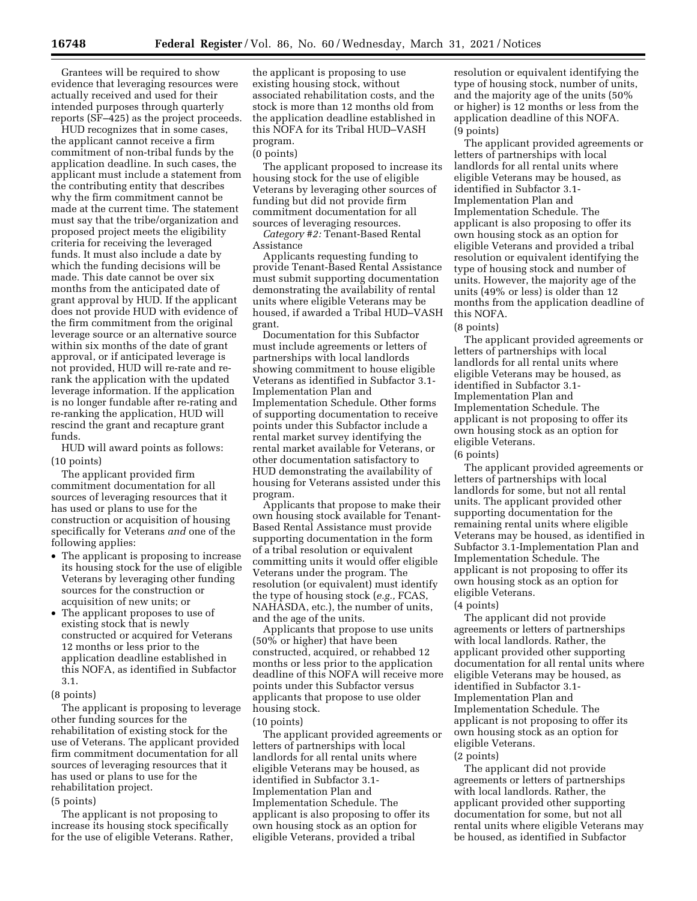Grantees will be required to show evidence that leveraging resources were actually received and used for their intended purposes through quarterly reports (SF–425) as the project proceeds.

HUD recognizes that in some cases, the applicant cannot receive a firm commitment of non-tribal funds by the application deadline. In such cases, the applicant must include a statement from the contributing entity that describes why the firm commitment cannot be made at the current time. The statement must say that the tribe/organization and proposed project meets the eligibility criteria for receiving the leveraged funds. It must also include a date by which the funding decisions will be made. This date cannot be over six months from the anticipated date of grant approval by HUD. If the applicant does not provide HUD with evidence of the firm commitment from the original leverage source or an alternative source within six months of the date of grant approval, or if anticipated leverage is not provided, HUD will re-rate and re-rank the application with the updated leverage information. If the application is no longer fundable after re-rating and re-ranking the application, HUD will rescind the grant and recapture grant funds.

HUD will award points as follows:

(10 points)

The applicant provided firm commitment documentation for all sources of leveraging resources that it has used or plans to use for the construction or acquisition of housing specifically for Veterans *and* one of the following applies:

- The applicant is proposing to increase its housing stock for the use of eligible Veterans by leveraging other funding sources for the construction or acquisition of new units; or
- The applicant proposes to use of existing stock that is newly constructed or acquired for Veterans 12 months or less prior to the application deadline established in this NOFA, as identified in Subfactor 3.1.

(8 points)

The applicant is proposing to leverage other funding sources for the rehabilitation of existing stock for the use of Veterans. The applicant provided firm commitment documentation for all sources of leveraging resources that it has used or plans to use for the rehabilitation project.

(5 points)

The applicant is not proposing to increase its housing stock specifically for the use of eligible Veterans. Rather, the applicant is proposing to use existing housing stock, without associated rehabilitation costs, and the stock is more than 12 months old from the application deadline established in this NOFA for its Tribal HUD–VASH program.

(0 points)

The applicant proposed to increase its housing stock for the use of eligible Veterans by leveraging other sources of funding but did not provide firm commitment documentation for all sources of leveraging resources.

*Category #2:* Tenant-Based Rental Assistance

Applicants requesting funding to provide Tenant-Based Rental Assistance must submit supporting documentation demonstrating the availability of rental units where eligible Veterans may be housed, if awarded a Tribal HUD–VASH grant.

Documentation for this Subfactor must include agreements or letters of partnerships with local landlords showing commitment to house eligible Veterans as identified in Subfactor 3.1-Implementation Plan and Implementation Schedule. Other forms of supporting documentation to receive points under this Subfactor include a rental market survey identifying the rental market available for Veterans, or other documentation satisfactory to HUD demonstrating the availability of housing for Veterans assisted under this program.

Applicants that propose to make their own housing stock available for Tenant-Based Rental Assistance must provide supporting documentation in the form of a tribal resolution or equivalent committing units it would offer eligible Veterans under the program. The resolution (or equivalent) must identify the type of housing stock (*e.g.,* FCAS, NAHASDA, etc.), the number of units, and the age of the units.

Applicants that propose to use units (50% or higher) that have been constructed, acquired, or rehabbed 12 months or less prior to the application deadline of this NOFA will receive more points under this Subfactor versus applicants that propose to use older housing stock.

(10 points)

The applicant provided agreements or letters of partnerships with local landlords for all rental units where eligible Veterans may be housed, as identified in Subfactor 3.1-Implementation Plan and Implementation Schedule. The applicant is also proposing to offer its own housing stock as an option for eligible Veterans, provided a tribal resolution or equivalent identifying the type of housing stock, number of units, and the majority age of the units (50% or higher) is 12 months or less from the application deadline of this NOFA.

(9 points)

The applicant provided agreements or letters of partnerships with local landlords for all rental units where eligible Veterans may be housed, as identified in Subfactor 3.1-Implementation Plan and Implementation Schedule. The applicant is also proposing to offer its own housing stock as an option for eligible Veterans and provided a tribal resolution or equivalent identifying the type of housing stock and number of units. However, the majority age of the units (49% or less) is older than 12 months from the application deadline of this NOFA.

(8 points)

The applicant provided agreements or letters of partnerships with local landlords for all rental units where eligible Veterans may be housed, as identified in Subfactor 3.1-Implementation Plan and Implementation Schedule. The applicant is not proposing to offer its own housing stock as an option for eligible Veterans.

(6 points)

The applicant provided agreements or letters of partnerships with local landlords for some, but not all rental units. The applicant provided other supporting documentation for the remaining rental units where eligible Veterans may be housed, as identified in Subfactor 3.1-Implementation Plan and Implementation Schedule. The applicant is not proposing to offer its own housing stock as an option for eligible Veterans.

(4 points)

The applicant did not provide agreements or letters of partnerships with local landlords. Rather, the applicant provided other supporting documentation for all rental units where eligible Veterans may be housed, as identified in Subfactor 3.1-Implementation Plan and Implementation Schedule. The applicant is not proposing to offer its own housing stock as an option for eligible Veterans.

(2 points)

The applicant did not provide agreements or letters of partnerships with local landlords. Rather, the applicant provided other supporting documentation for some, but not all rental units where eligible Veterans may be housed, as identified in Subfactor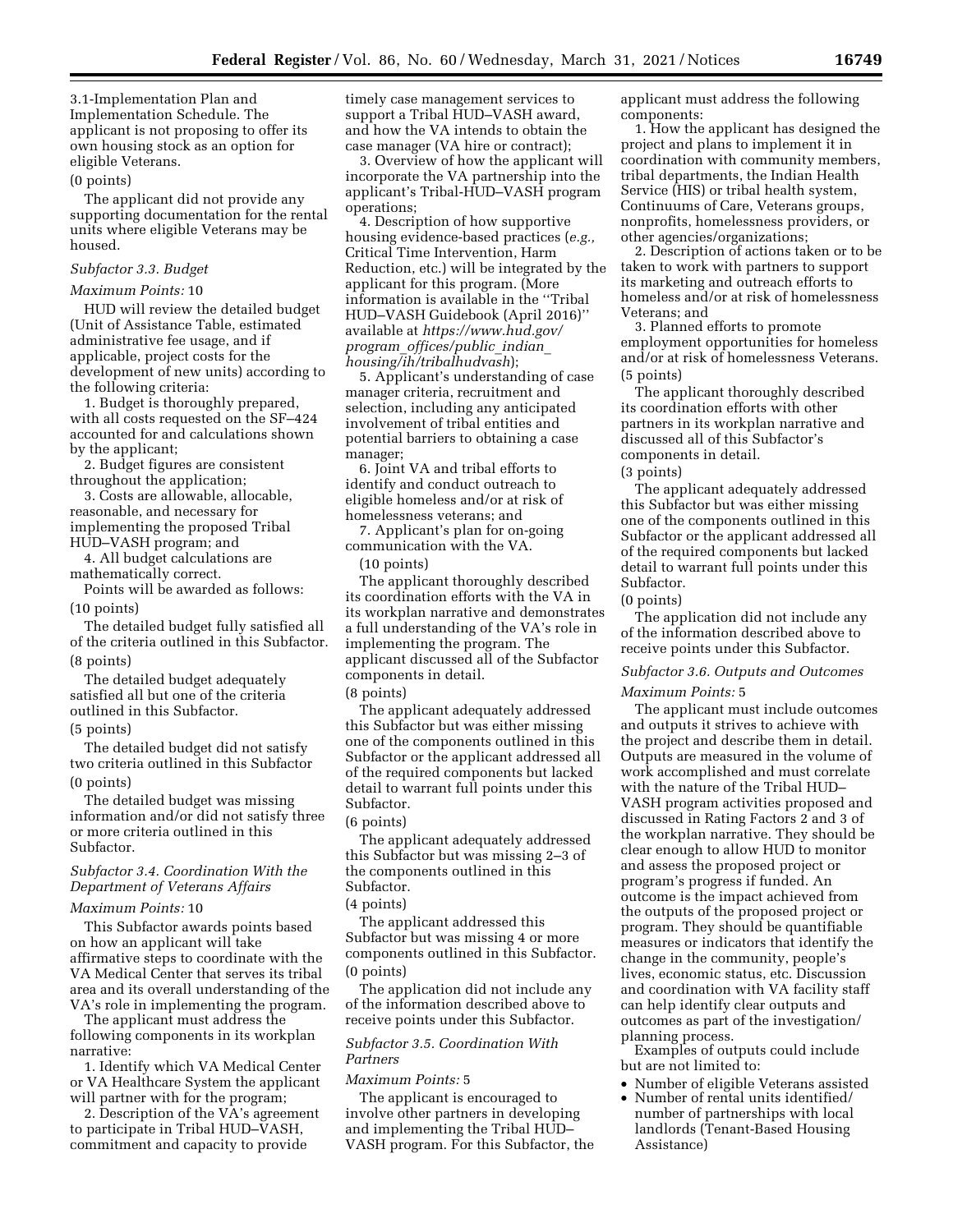3.1-Implementation Plan and Implementation Schedule. The applicant is not proposing to offer its own housing stock as an option for eligible Veterans.

(0 points)

The applicant did not provide any supporting documentation for the rental units where eligible Veterans may be housed.

*Subfactor 3.3. Budget*

*Maximum Points:* 10

HUD will review the detailed budget (Unit of Assistance Table, estimated administrative fee usage, and if applicable, project costs for the development of new units) according to the following criteria:

1. Budget is thoroughly prepared, with all costs requested on the SF–424 accounted for and calculations shown by the applicant;

2. Budget figures are consistent throughout the application;

3. Costs are allowable, allocable, reasonable, and necessary for implementing the proposed Tribal HUD–VASH program; and

4. All budget calculations are mathematically correct.

Points will be awarded as follows:

(10 points)

The detailed budget fully satisfied all of the criteria outlined in this Subfactor.

(8 points)

The detailed budget adequately satisfied all but one of the criteria outlined in this Subfactor.

(5 points)

The detailed budget did not satisfy two criteria outlined in this Subfactor

(0 points)

The detailed budget was missing information and/or did not satisfy three or more criteria outlined in this Subfactor.

*Subfactor 3.4. Coordination With the Department of Veterans Affairs*

*Maximum Points:* 10

This Subfactor awards points based on how an applicant will take affirmative steps to coordinate with the VA Medical Center that serves its tribal area and its overall understanding of the VA's role in implementing the program.

The applicant must address the following components in its workplan narrative:

1. Identify which VA Medical Center or VA Healthcare System the applicant will partner with for the program;

2. Description of the VA's agreement to participate in Tribal HUD–VASH, commitment and capacity to provide timely case management services to support a Tribal HUD–VASH award, and how the VA intends to obtain the case manager (VA hire or contract);

3. Overview of how the applicant will incorporate the VA partnership into the applicant's Tribal-HUD–VASH program operations;

4. Description of how supportive housing evidence-based practices (*e.g.,* Critical Time Intervention, Harm Reduction, etc.) will be integrated by the applicant for this program. (More information is available in the ''Tribal HUD–VASH Guidebook (April 2016)'' available at *https://www.hud.gov/program_offices/public_indian_housing/ih/tribalhudvash*);

5. Applicant's understanding of case manager criteria, recruitment and selection, including any anticipated involvement of tribal entities and potential barriers to obtaining a case manager;

6. Joint VA and tribal efforts to identify and conduct outreach to eligible homeless and/or at risk of homelessness veterans; and

7. Applicant's plan for on-going communication with the VA.

(10 points)

The applicant thoroughly described its coordination efforts with the VA in its workplan narrative and demonstrates a full understanding of the VA's role in implementing the program. The applicant discussed all of the Subfactor components in detail.

(8 points)

The applicant adequately addressed this Subfactor but was either missing one of the components outlined in this Subfactor or the applicant addressed all of the required components but lacked detail to warrant full points under this Subfactor.

(6 points)

The applicant adequately addressed this Subfactor but was missing 2–3 of the components outlined in this Subfactor.

(4 points)

The applicant addressed this Subfactor but was missing 4 or more components outlined in this Subfactor.

(0 points)

The application did not include any of the information described above to receive points under this Subfactor.

*Subfactor 3.5. Coordination With Partners*

*Maximum Points:* 5

The applicant is encouraged to involve other partners in developing and implementing the Tribal HUD–VASH program. For this Subfactor, the applicant must address the following components:

1. How the applicant has designed the project and plans to implement it in coordination with community members, tribal departments, the Indian Health Service (HIS) or tribal health system, Continuums of Care, Veterans groups, nonprofits, homelessness providers, or other agencies/organizations;

2. Description of actions taken or to be taken to work with partners to support its marketing and outreach efforts to homeless and/or at risk of homelessness Veterans; and

3. Planned efforts to promote employment opportunities for homeless and/or at risk of homelessness Veterans.

(5 points)

The applicant thoroughly described its coordination efforts with other partners in its workplan narrative and discussed all of this Subfactor's components in detail.

(3 points)

The applicant adequately addressed this Subfactor but was either missing one of the components outlined in this Subfactor or the applicant addressed all of the required components but lacked detail to warrant full points under this Subfactor.

(0 points)

The application did not include any of the information described above to receive points under this Subfactor.

*Subfactor 3.6. Outputs and Outcomes*

*Maximum Points:* 5

The applicant must include outcomes and outputs it strives to achieve with the project and describe them in detail. Outputs are measured in the volume of work accomplished and must correlate with the nature of the Tribal HUD–VASH program activities proposed and discussed in Rating Factors 2 and 3 of the workplan narrative. They should be clear enough to allow HUD to monitor and assess the proposed project or program's progress if funded. An outcome is the impact achieved from the outputs of the proposed project or program. They should be quantifiable measures or indicators that identify the change in the community, people's lives, economic status, etc. Discussion and coordination with VA facility staff can help identify clear outputs and outcomes as part of the investigation/planning process.

Examples of outputs could include but are not limited to:

- Number of eligible Veterans assisted
- Number of rental units identified/number of partnerships with local landlords (Tenant-Based Housing Assistance)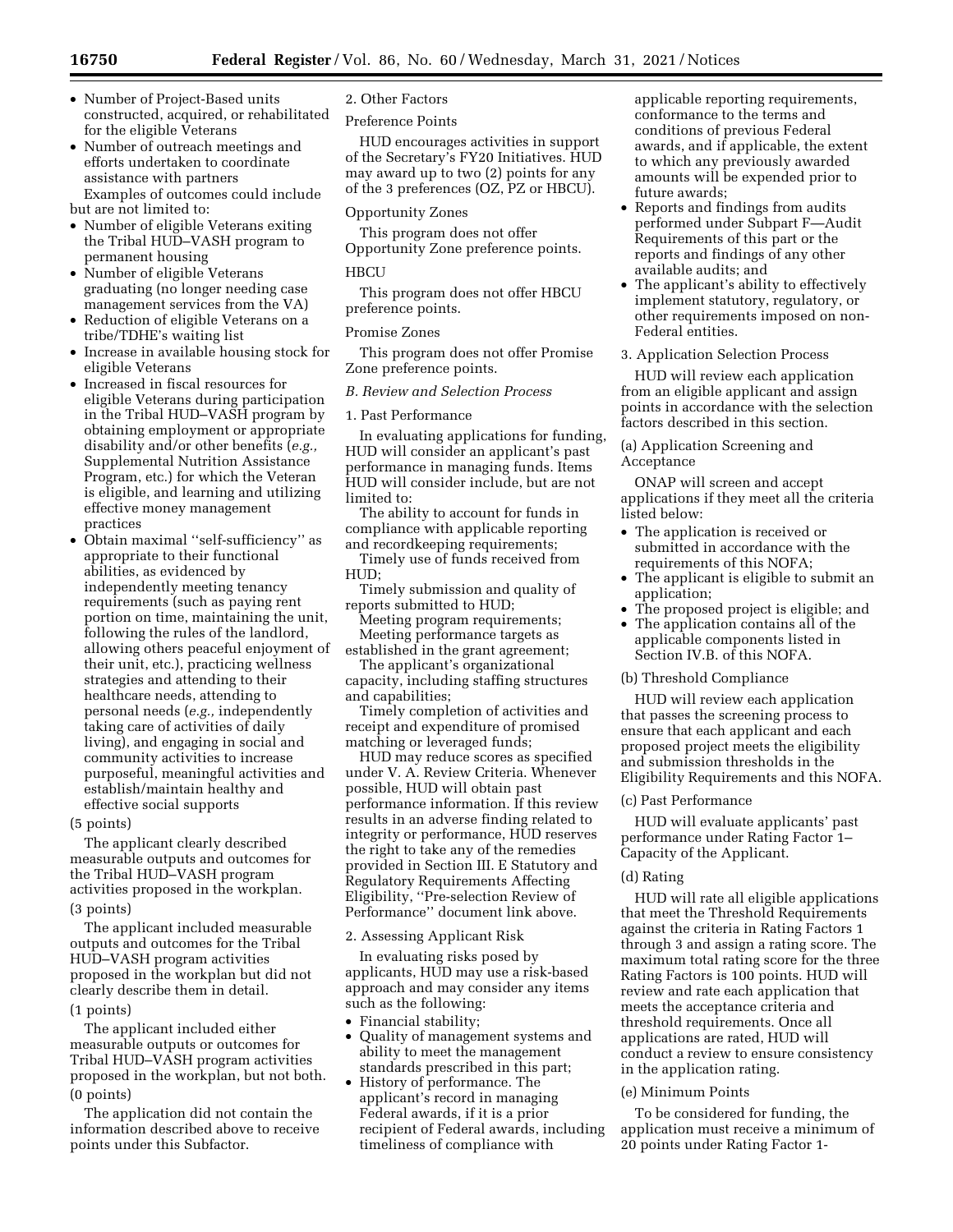- Number of Project-Based units constructed, acquired, or rehabilitated for the eligible Veterans
- Number of outreach meetings and efforts undertaken to coordinate assistance with partners

Examples of outcomes could include but are not limited to:

- Number of eligible Veterans exiting the Tribal HUD–VASH program to permanent housing
- Number of eligible Veterans graduating (no longer needing case management services from the VA)
- Reduction of eligible Veterans on a tribe/TDHE's waiting list
- Increase in available housing stock for eligible Veterans
- Increased in fiscal resources for eligible Veterans during participation in the Tribal HUD–VASH program by obtaining employment or appropriate disability and/or other benefits (*e.g.,* Supplemental Nutrition Assistance Program, etc.) for which the Veteran is eligible, and learning and utilizing effective money management practices
- Obtain maximal ''self-sufficiency'' as appropriate to their functional abilities, as evidenced by independently meeting tenancy requirements (such as paying rent portion on time, maintaining the unit, following the rules of the landlord, allowing others peaceful enjoyment of their unit, etc.), practicing wellness strategies and attending to their healthcare needs, attending to personal needs (*e.g.,* independently taking care of activities of daily living), and engaging in social and community activities to increase purposeful, meaningful activities and establish/maintain healthy and effective social supports

(5 points)

The applicant clearly described measurable outputs and outcomes for the Tribal HUD–VASH program activities proposed in the workplan.

(3 points)

The applicant included measurable outputs and outcomes for the Tribal HUD–VASH program activities proposed in the workplan but did not clearly describe them in detail.

(1 points)

The applicant included either measurable outputs or outcomes for Tribal HUD–VASH program activities proposed in the workplan, but not both.

(0 points)

The application did not contain the information described above to receive points under this Subfactor.

2. Other Factors

Preference Points

HUD encourages activities in support of the Secretary's FY20 Initiatives. HUD may award up to two (2) points for any of the 3 preferences (OZ, PZ or HBCU).

Opportunity Zones

This program does not offer Opportunity Zone preference points.

HBCU

This program does not offer HBCU preference points.

Promise Zones

This program does not offer Promise Zone preference points.

*B. Review and Selection Process*

1. Past Performance

In evaluating applications for funding, HUD will consider an applicant's past performance in managing funds. Items HUD will consider include, but are not limited to:

The ability to account for funds in compliance with applicable reporting and recordkeeping requirements;

Timely use of funds received from HUD;

Timely submission and quality of reports submitted to HUD;

Meeting program requirements;

Meeting performance targets as established in the grant agreement;

The applicant's organizational capacity, including staffing structures and capabilities;

Timely completion of activities and receipt and expenditure of promised matching or leveraged funds;

HUD may reduce scores as specified under V. A. Review Criteria. Whenever possible, HUD will obtain past performance information. If this review results in an adverse finding related to integrity or performance, HUD reserves the right to take any of the remedies provided in Section III. E Statutory and Regulatory Requirements Affecting Eligibility, ''Pre-selection Review of Performance'' document link above.

2. Assessing Applicant Risk

In evaluating risks posed by applicants, HUD may use a risk-based approach and may consider any items such as the following:

- Financial stability;
- Quality of management systems and ability to meet the management standards prescribed in this part;
- History of performance. The applicant's record in managing Federal awards, if it is a prior recipient of Federal awards, including timeliness of compliance with applicable reporting requirements, conformance to the terms and conditions of previous Federal awards, and if applicable, the extent to which any previously awarded amounts will be expended prior to future awards;
- Reports and findings from audits performed under Subpart F—Audit Requirements of this part or the reports and findings of any other available audits; and
- The applicant's ability to effectively implement statutory, regulatory, or other requirements imposed on non-Federal entities.

3. Application Selection Process

HUD will review each application from an eligible applicant and assign points in accordance with the selection factors described in this section.

(a) Application Screening and Acceptance

ONAP will screen and accept applications if they meet all the criteria listed below:

- The application is received or submitted in accordance with the requirements of this NOFA;
- The applicant is eligible to submit an application;
- The proposed project is eligible; and
- The application contains all of the applicable components listed in Section IV.B. of this NOFA.

(b) Threshold Compliance

HUD will review each application that passes the screening process to ensure that each applicant and each proposed project meets the eligibility and submission thresholds in the Eligibility Requirements and this NOFA.

(c) Past Performance

HUD will evaluate applicants' past performance under Rating Factor 1–Capacity of the Applicant.

(d) Rating

HUD will rate all eligible applications that meet the Threshold Requirements against the criteria in Rating Factors 1 through 3 and assign a rating score. The maximum total rating score for the three Rating Factors is 100 points. HUD will review and rate each application that meets the acceptance criteria and threshold requirements. Once all applications are rated, HUD will conduct a review to ensure consistency in the application rating.

(e) Minimum Points

To be considered for funding, the application must receive a minimum of 20 points under Rating Factor 1-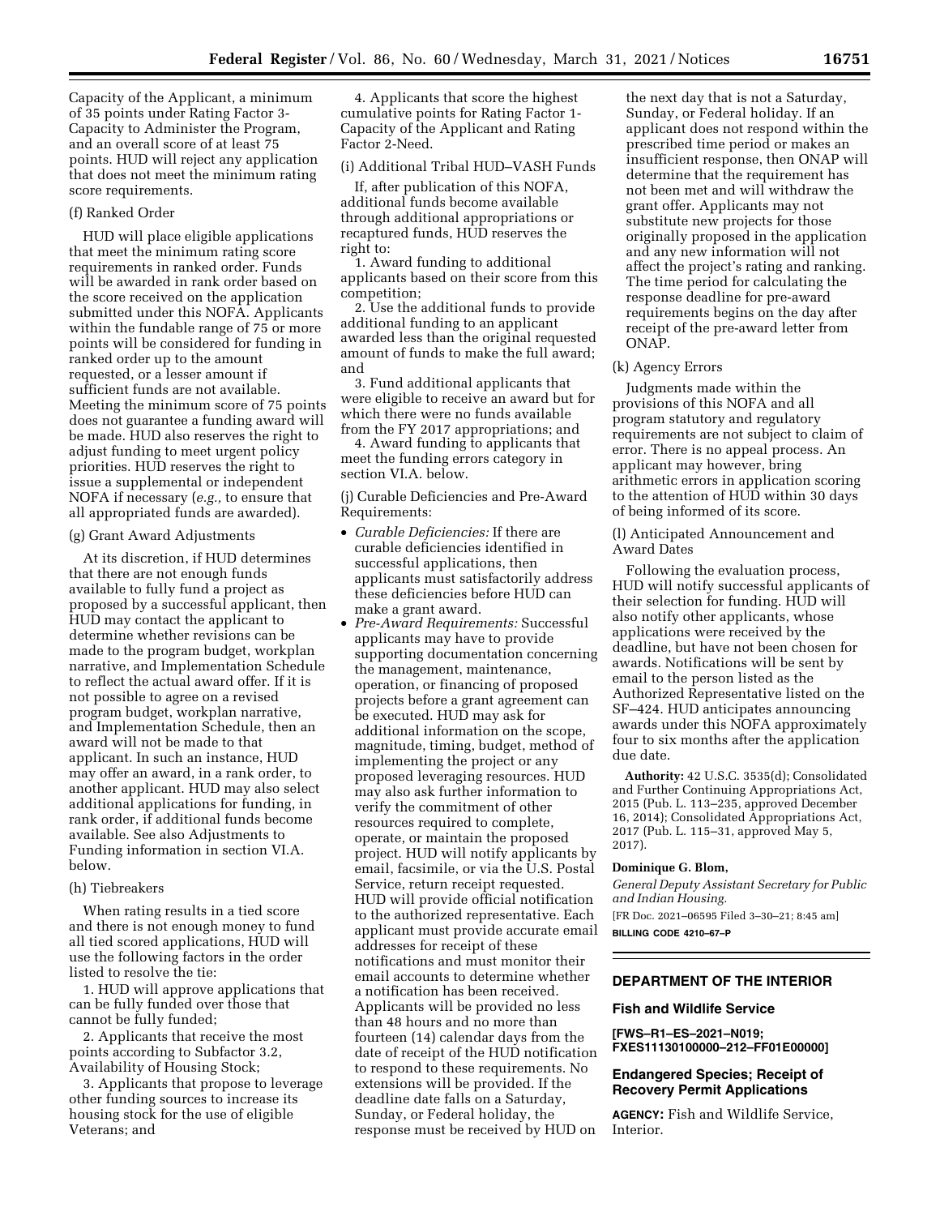Capacity of the Applicant, a minimum of 35 points under Rating Factor 3-Capacity to Administer the Program, and an overall score of at least 75 points. HUD will reject any application that does not meet the minimum rating score requirements.

(f) Ranked Order

HUD will place eligible applications that meet the minimum rating score requirements in ranked order. Funds will be awarded in rank order based on the score received on the application submitted under this NOFA. Applicants within the fundable range of 75 or more points will be considered for funding in ranked order up to the amount requested, or a lesser amount if sufficient funds are not available. Meeting the minimum score of 75 points does not guarantee a funding award will be made. HUD also reserves the right to adjust funding to meet urgent policy priorities. HUD reserves the right to issue a supplemental or independent NOFA if necessary (*e.g.,* to ensure that all appropriated funds are awarded).

(g) Grant Award Adjustments

At its discretion, if HUD determines that there are not enough funds available to fully fund a project as proposed by a successful applicant, then HUD may contact the applicant to determine whether revisions can be made to the program budget, workplan narrative, and Implementation Schedule to reflect the actual award offer. If it is not possible to agree on a revised program budget, workplan narrative, and Implementation Schedule, then an award will not be made to that applicant. In such an instance, HUD may offer an award, in a rank order, to another applicant. HUD may also select additional applications for funding, in rank order, if additional funds become available. See also Adjustments to Funding information in section VI.A. below.

(h) Tiebreakers

When rating results in a tied score and there is not enough money to fund all tied scored applications, HUD will use the following factors in the order listed to resolve the tie:

1. HUD will approve applications that can be fully funded over those that cannot be fully funded;

2. Applicants that receive the most points according to Subfactor 3.2, Availability of Housing Stock;

3. Applicants that propose to leverage other funding sources to increase its housing stock for the use of eligible Veterans; and

4. Applicants that score the highest cumulative points for Rating Factor 1-Capacity of the Applicant and Rating Factor 2-Need.

(i) Additional Tribal HUD–VASH Funds

If, after publication of this NOFA, additional funds become available through additional appropriations or recaptured funds, HUD reserves the right to:

1. Award funding to additional applicants based on their score from this competition;

2. Use the additional funds to provide additional funding to an applicant awarded less than the original requested amount of funds to make the full award; and

3. Fund additional applicants that were eligible to receive an award but for which there were no funds available from the FY 2017 appropriations; and

4. Award funding to applicants that meet the funding errors category in section VI.A. below.

(j) Curable Deficiencies and Pre-Award Requirements:

- *Curable Deficiencies:* If there are curable deficiencies identified in successful applications, then applicants must satisfactorily address these deficiencies before HUD can make a grant award.
- *Pre-Award Requirements:* Successful applicants may have to provide supporting documentation concerning the management, maintenance, operation, or financing of proposed projects before a grant agreement can be executed. HUD may ask for additional information on the scope, magnitude, timing, budget, method of implementing the project or any proposed leveraging resources. HUD may also ask further information to verify the commitment of other resources required to complete, operate, or maintain the proposed project. HUD will notify applicants by email, facsimile, or via the U.S. Postal Service, return receipt requested. HUD will provide official notification to the authorized representative. Each applicant must provide accurate email addresses for receipt of these notifications and must monitor their email accounts to determine whether a notification has been received. Applicants will be provided no less than 48 hours and no more than fourteen (14) calendar days from the date of receipt of the HUD notification to respond to these requirements. No extensions will be provided. If the deadline date falls on a Saturday, Sunday, or Federal holiday, the response must be received by HUD on the next day that is not a Saturday, Sunday, or Federal holiday. If an applicant does not respond within the prescribed time period or makes an insufficient response, then ONAP will determine that the requirement has not been met and will withdraw the grant offer. Applicants may not substitute new projects for those originally proposed in the application and any new information will not affect the project's rating and ranking. The time period for calculating the response deadline for pre-award requirements begins on the day after receipt of the pre-award letter from ONAP.

(k) Agency Errors

Judgments made within the provisions of this NOFA and all program statutory and regulatory requirements are not subject to claim of error. There is no appeal process. An applicant may however, bring arithmetic errors in application scoring to the attention of HUD within 30 days of being informed of its score.

(l) Anticipated Announcement and Award Dates

Following the evaluation process, HUD will notify successful applicants of their selection for funding. HUD will also notify other applicants, whose applications were received by the deadline, but have not been chosen for awards. Notifications will be sent by email to the person listed as the Authorized Representative listed on the SF–424. HUD anticipates announcing awards under this NOFA approximately four to six months after the application due date.

**Authority:** 42 U.S.C. 3535(d); Consolidated and Further Continuing Appropriations Act, 2015 (Pub. L. 113–235, approved December 16, 2014); Consolidated Appropriations Act, 2017 (Pub. L. 115–31, approved May 5, 2017).

**Dominique G. Blom,**

*General Deputy Assistant Secretary for Public and Indian Housing.*

[FR Doc. 2021–06595 Filed 3–30–21; 8:45 am]

**BILLING CODE 4210–67–P**

---

## DEPARTMENT OF THE INTERIOR

### Fish and Wildlife Service

**[FWS–R1–ES–2021–N019; FXES11130100000–212–FF01E00000]**

### Endangered Species; Receipt of Recovery Permit Applications

**AGENCY:** Fish and Wildlife Service, Interior.